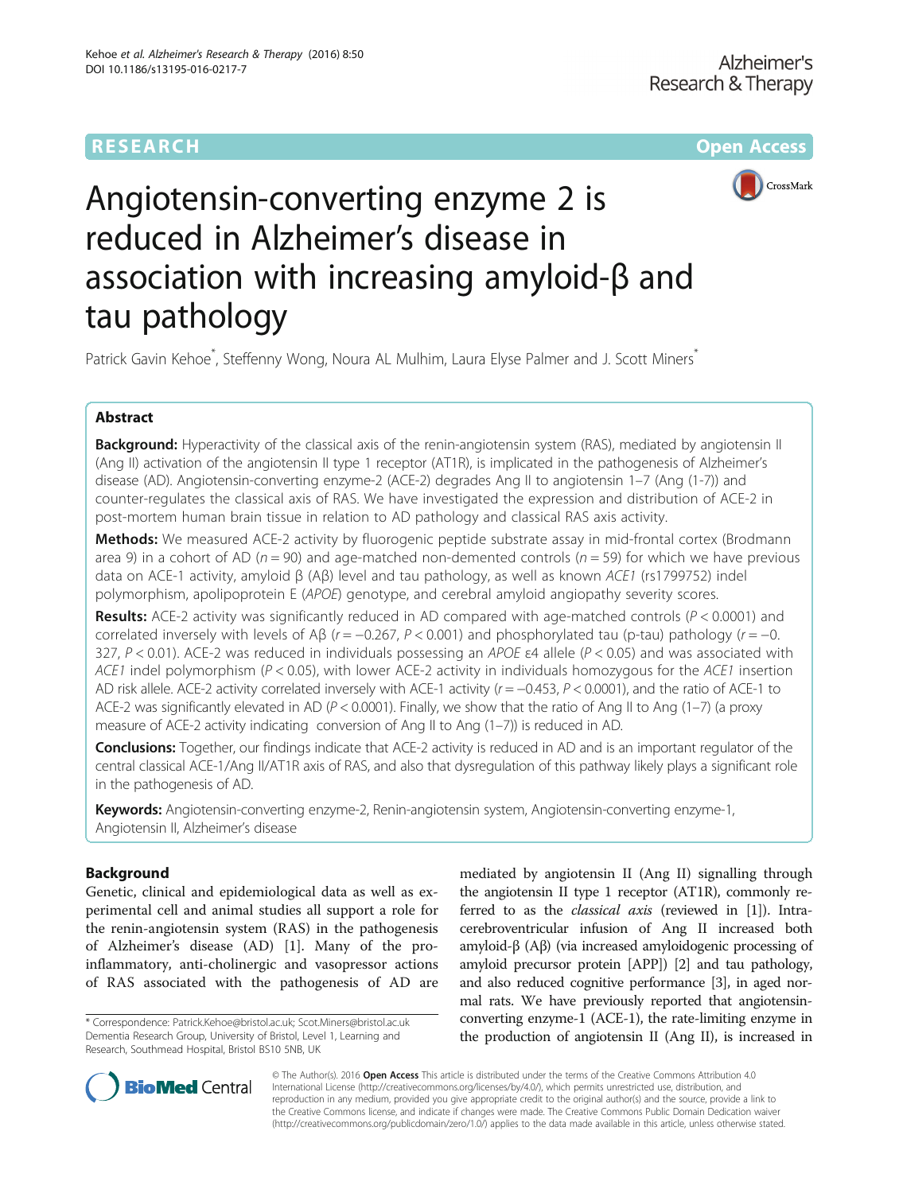RESEARCH Open Access

# Angiotensin-converting enzyme 2 is reduced in Alzheimer's disease in association with increasing amyloid-β and tau pathology

Patrick Gavin Kehoe*, Steffenny Wong, Noura AL Mulhim, Laura Elyse Palmer and J. Scott Miners*

## Abstract

**Background:** Hyperactivity of the classical axis of the renin-angiotensin system (RAS), mediated by angiotensin II (Ang II) activation of the angiotensin II type 1 receptor (AT1R), is implicated in the pathogenesis of Alzheimer's disease (AD). Angiotensin-converting enzyme-2 (ACE-2) degrades Ang II to angiotensin 1–7 (Ang (1-7)) and counter-regulates the classical axis of RAS. We have investigated the expression and distribution of ACE-2 in post-mortem human brain tissue in relation to AD pathology and classical RAS axis activity.

**Methods:** We measured ACE-2 activity by fluorogenic peptide substrate assay in mid-frontal cortex (Brodmann area 9) in a cohort of AD ($n = 90$) and age-matched non-demented controls ($n = 59$) for which we have previous data on ACE-1 activity, amyloid β (Aβ) level and tau pathology, as well as known *ACE1* (rs1799752) indel polymorphism, apolipoprotein E (*APOE*) genotype, and cerebral amyloid angiopathy severity scores.

**Results:** ACE-2 activity was significantly reduced in AD compared with age-matched controls ($P < 0.0001$) and correlated inversely with levels of Aβ ($r = -0.267$, $P < 0.001$) and phosphorylated tau (p-tau) pathology ($r = -0.327$, $P < 0.01$). ACE-2 was reduced in individuals possessing an *APOE* ε4 allele ($P < 0.05$) and was associated with *ACE1* indel polymorphism ($P < 0.05$), with lower ACE-2 activity in individuals homozygous for the *ACE1* insertion AD risk allele. ACE-2 activity correlated inversely with ACE-1 activity ($r = -0.453$, $P < 0.0001$), and the ratio of ACE-1 to ACE-2 was significantly elevated in AD ($P < 0.0001$). Finally, we show that the ratio of Ang II to Ang (1–7) (a proxy measure of ACE-2 activity indicating conversion of Ang II to Ang (1–7)) is reduced in AD.

**Conclusions:** Together, our findings indicate that ACE-2 activity is reduced in AD and is an important regulator of the central classical ACE-1/Ang II/AT1R axis of RAS, and also that dysregulation of this pathway likely plays a significant role in the pathogenesis of AD.

**Keywords:** Angiotensin-converting enzyme-2, Renin-angiotensin system, Angiotensin-converting enzyme-1, Angiotensin II, Alzheimer's disease

## Background

Genetic, clinical and epidemiological data as well as experimental cell and animal studies all support a role for the renin-angiotensin system (RAS) in the pathogenesis of Alzheimer's disease (AD) [1]. Many of the pro-inflammatory, anti-cholinergic and vasopressor actions of RAS associated with the pathogenesis of AD are mediated by angiotensin II (Ang II) signalling through the angiotensin II type 1 receptor (AT1R), commonly referred to as the *classical axis* (reviewed in [1]). Intracerebroventricular infusion of Ang II increased both amyloid-β (Aβ) (via increased amyloidogenic processing of amyloid precursor protein [APP]) [2] and tau pathology, and also reduced cognitive performance [3], in aged normal rats. We have previously reported that angiotensin-converting enzyme-1 (ACE-1), the rate-limiting enzyme in the production of angiotensin II (Ang II), is increased in

* Correspondence: Patrick.Kehoe@bristol.ac.uk; Scot.Miners@bristol.ac.uk
Dementia Research Group, University of Bristol, Level 1, Learning and Research, Southmead Hospital, Bristol BS10 5NB, UK

© The Author(s). 2016 **Open Access** This article is distributed under the terms of the Creative Commons Attribution 4.0 International License (http://creativecommons.org/licenses/by/4.0/), which permits unrestricted use, distribution, and reproduction in any medium, provided you give appropriate credit to the original author(s) and the source, provide a link to the Creative Commons license, and indicate if changes were made. The Creative Commons Public Domain Dedication waiver (http://creativecommons.org/publicdomain/zero/1.0/) applies to the data made available in this article, unless otherwise stated.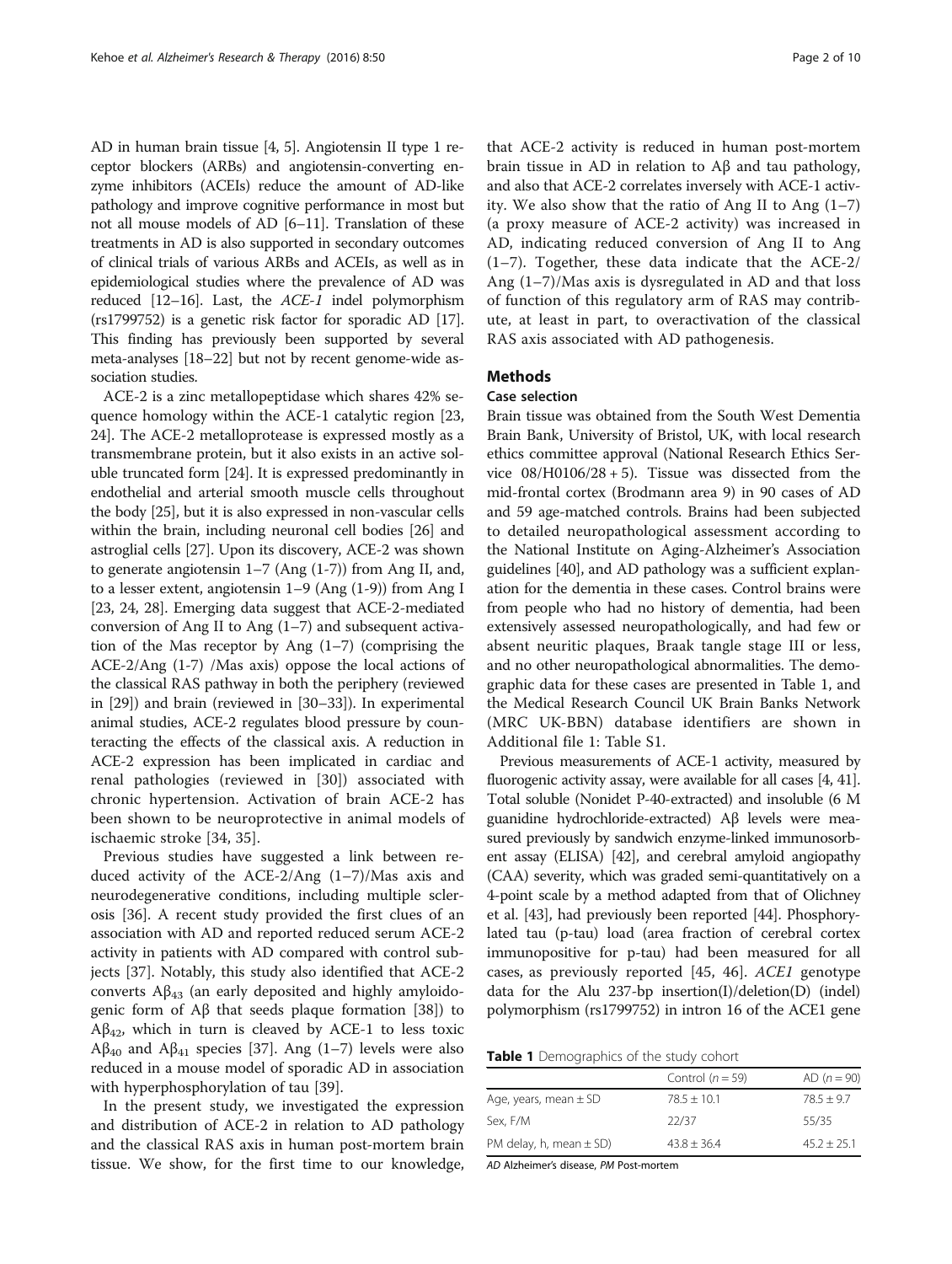AD in human brain tissue [4, 5]. Angiotensin II type 1 receptor blockers (ARBs) and angiotensin-converting enzyme inhibitors (ACEIs) reduce the amount of AD-like pathology and improve cognitive performance in most but not all mouse models of AD [6–11]. Translation of these treatments in AD is also supported in secondary outcomes of clinical trials of various ARBs and ACEIs, as well as in epidemiological studies where the prevalence of AD was reduced [12–16]. Last, the *ACE-1* indel polymorphism (rs1799752) is a genetic risk factor for sporadic AD [17]. This finding has previously been supported by several meta-analyses [18–22] but not by recent genome-wide association studies.

ACE-2 is a zinc metallopeptidase which shares 42% sequence homology within the ACE-1 catalytic region [23, 24]. The ACE-2 metalloprotease is expressed mostly as a transmembrane protein, but it also exists in an active soluble truncated form [24]. It is expressed predominantly in endothelial and arterial smooth muscle cells throughout the body [25], but it is also expressed in non-vascular cells within the brain, including neuronal cell bodies [26] and astroglial cells [27]. Upon its discovery, ACE-2 was shown to generate angiotensin 1–7 (Ang (1-7)) from Ang II, and, to a lesser extent, angiotensin 1–9 (Ang (1-9)) from Ang I [23, 24, 28]. Emerging data suggest that ACE-2-mediated conversion of Ang II to Ang (1–7) and subsequent activation of the Mas receptor by Ang (1–7) (comprising the ACE-2/Ang (1-7) /Mas axis) oppose the local actions of the classical RAS pathway in both the periphery (reviewed in [29]) and brain (reviewed in [30–33]). In experimental animal studies, ACE-2 regulates blood pressure by counteracting the effects of the classical axis. A reduction in ACE-2 expression has been implicated in cardiac and renal pathologies (reviewed in [30]) associated with chronic hypertension. Activation of brain ACE-2 has been shown to be neuroprotective in animal models of ischaemic stroke [34, 35].

Previous studies have suggested a link between reduced activity of the ACE-2/Ang (1–7)/Mas axis and neurodegenerative conditions, including multiple sclerosis [36]. A recent study provided the first clues of an association with AD and reported reduced serum ACE-2 activity in patients with AD compared with control subjects [37]. Notably, this study also identified that ACE-2 converts $A\beta_{43}$ (an early deposited and highly amyloidogenic form of Aβ that seeds plaque formation [38]) to $A\beta_{42}$, which in turn is cleaved by ACE-1 to less toxic $A\beta_{40}$ and $A\beta_{41}$ species [37]. Ang (1–7) levels were also reduced in a mouse model of sporadic AD in association with hyperphosphorylation of tau [39].

In the present study, we investigated the expression and distribution of ACE-2 in relation to AD pathology and the classical RAS axis in human post-mortem brain tissue. We show, for the first time to our knowledge, that ACE-2 activity is reduced in human post-mortem brain tissue in AD in relation to Aβ and tau pathology, and also that ACE-2 correlates inversely with ACE-1 activity. We also show that the ratio of Ang II to Ang (1–7) (a proxy measure of ACE-2 activity) was increased in AD, indicating reduced conversion of Ang II to Ang (1–7). Together, these data indicate that the ACE-2/Ang (1–7)/Mas axis is dysregulated in AD and that loss of function of this regulatory arm of RAS may contribute, at least in part, to overactivation of the classical RAS axis associated with AD pathogenesis.

## Methods

### Case selection

Brain tissue was obtained from the South West Dementia Brain Bank, University of Bristol, UK, with local research ethics committee approval (National Research Ethics Service 08/H0106/28 + 5). Tissue was dissected from the mid-frontal cortex (Brodmann area 9) in 90 cases of AD and 59 age-matched controls. Brains had been subjected to detailed neuropathological assessment according to the National Institute on Aging-Alzheimer's Association guidelines [40], and AD pathology was a sufficient explanation for the dementia in these cases. Control brains were from people who had no history of dementia, had been extensively assessed neuropathologically, and had few or absent neuritic plaques, Braak tangle stage III or less, and no other neuropathological abnormalities. The demographic data for these cases are presented in Table 1, and the Medical Research Council UK Brain Banks Network (MRC UK-BBN) database identifiers are shown in Additional file 1: Table S1.

Previous measurements of ACE-1 activity, measured by fluorogenic activity assay, were available for all cases [4, 41]. Total soluble (Nonidet P-40-extracted) and insoluble (6 M guanidine hydrochloride-extracted) Aβ levels were measured previously by sandwich enzyme-linked immunosorbent assay (ELISA) [42], and cerebral amyloid angiopathy (CAA) severity, which was graded semi-quantitatively on a 4-point scale by a method adapted from that of Olichney et al. [43], had previously been reported [44]. Phosphorylated tau (p-tau) load (area fraction of cerebral cortex immunopositive for p-tau) had been measured for all cases, as previously reported [45, 46]. *ACE1* genotype data for the Alu 237-bp insertion(I)/deletion(D) (indel) polymorphism (rs1799752) in intron 16 of the ACE1 gene

**Table 1** Demographics of the study cohort

| | Control ($n = 59$) | AD ($n = 90$) |
|---|---|---|
| Age, years, mean ± SD | 78.5 ± 10.1 | 78.5 ± 9.7 |
| Sex, F/M | 22/37 | 55/35 |
| PM delay, h, mean ± SD) | 43.8 ± 36.4 | 45.2 ± 25.1 |

*AD* Alzheimer's disease, *PM* Post-mortem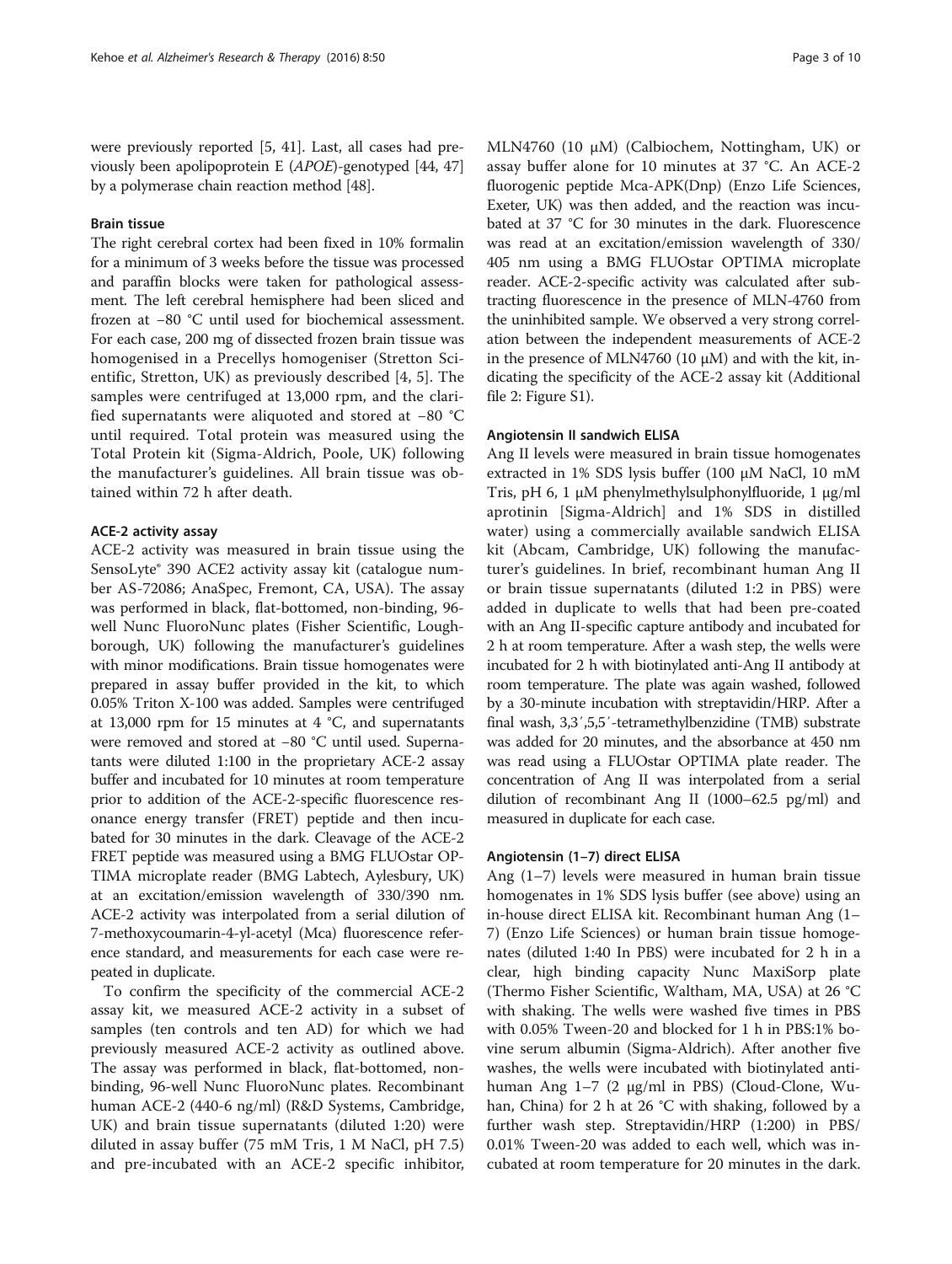were previously reported [5, 41]. Last, all cases had previously been apolipoprotein E (*APOE*)-genotyped [44, 47] by a polymerase chain reaction method [48].

### Brain tissue

The right cerebral cortex had been fixed in 10% formalin for a minimum of 3 weeks before the tissue was processed and paraffin blocks were taken for pathological assessment. The left cerebral hemisphere had been sliced and frozen at −80 °C until used for biochemical assessment. For each case, 200 mg of dissected frozen brain tissue was homogenised in a Precellys homogeniser (Stretton Scientific, Stretton, UK) as previously described [4, 5]. The samples were centrifuged at 13,000 rpm, and the clarified supernatants were aliquoted and stored at −80 °C until required. Total protein was measured using the Total Protein kit (Sigma-Aldrich, Poole, UK) following the manufacturer's guidelines. All brain tissue was obtained within 72 h after death.

### ACE-2 activity assay

ACE-2 activity was measured in brain tissue using the SensoLyte® 390 ACE2 activity assay kit (catalogue number AS-72086; AnaSpec, Fremont, CA, USA). The assay was performed in black, flat-bottomed, non-binding, 96-well Nunc FluoroNunc plates (Fisher Scientific, Loughborough, UK) following the manufacturer's guidelines with minor modifications. Brain tissue homogenates were prepared in assay buffer provided in the kit, to which 0.05% Triton X-100 was added. Samples were centrifuged at 13,000 rpm for 15 minutes at 4 °C, and supernatants were removed and stored at −80 °C until used. Supernatants were diluted 1:100 in the proprietary ACE-2 assay buffer and incubated for 10 minutes at room temperature prior to addition of the ACE-2-specific fluorescence resonance energy transfer (FRET) peptide and then incubated for 30 minutes in the dark. Cleavage of the ACE-2 FRET peptide was measured using a BMG FLUOstar OPTIMA microplate reader (BMG Labtech, Aylesbury, UK) at an excitation/emission wavelength of 330/390 nm. ACE-2 activity was interpolated from a serial dilution of 7-methoxycoumarin-4-yl-acetyl (Mca) fluorescence reference standard, and measurements for each case were repeated in duplicate.

To confirm the specificity of the commercial ACE-2 assay kit, we measured ACE-2 activity in a subset of samples (ten controls and ten AD) for which we had previously measured ACE-2 activity as outlined above. The assay was performed in black, flat-bottomed, non-binding, 96-well Nunc FluoroNunc plates. Recombinant human ACE-2 (440-6 ng/ml) (R&D Systems, Cambridge, UK) and brain tissue supernatants (diluted 1:20) were diluted in assay buffer (75 mM Tris, 1 M NaCl, pH 7.5) and pre-incubated with an ACE-2 specific inhibitor, MLN4760 (10 μM) (Calbiochem, Nottingham, UK) or assay buffer alone for 10 minutes at 37 °C. An ACE-2 fluorogenic peptide Mca-APK(Dnp) (Enzo Life Sciences, Exeter, UK) was then added, and the reaction was incubated at 37 °C for 30 minutes in the dark. Fluorescence was read at an excitation/emission wavelength of 330/405 nm using a BMG FLUOstar OPTIMA microplate reader. ACE-2-specific activity was calculated after subtracting fluorescence in the presence of MLN-4760 from the uninhibited sample. We observed a very strong correlation between the independent measurements of ACE-2 in the presence of MLN4760 (10 μM) and with the kit, indicating the specificity of the ACE-2 assay kit (Additional file 2: Figure S1).

### Angiotensin II sandwich ELISA

Ang II levels were measured in brain tissue homogenates extracted in 1% SDS lysis buffer (100 μM NaCl, 10 mM Tris, pH 6, 1 μM phenylmethylsulphonylfluoride, 1 μg/ml aprotinin [Sigma-Aldrich] and 1% SDS in distilled water) using a commercially available sandwich ELISA kit (Abcam, Cambridge, UK) following the manufacturer's guidelines. In brief, recombinant human Ang II or brain tissue supernatants (diluted 1:2 in PBS) were added in duplicate to wells that had been pre-coated with an Ang II-specific capture antibody and incubated for 2 h at room temperature. After a wash step, the wells were incubated for 2 h with biotinylated anti-Ang II antibody at room temperature. The plate was again washed, followed by a 30-minute incubation with streptavidin/HRP. After a final wash, 3,3′,5,5′-tetramethylbenzidine (TMB) substrate was added for 20 minutes, and the absorbance at 450 nm was read using a FLUOstar OPTIMA plate reader. The concentration of Ang II was interpolated from a serial dilution of recombinant Ang II (1000–62.5 pg/ml) and measured in duplicate for each case.

### Angiotensin (1–7) direct ELISA

Ang (1–7) levels were measured in human brain tissue homogenates in 1% SDS lysis buffer (see above) using an in-house direct ELISA kit. Recombinant human Ang (1–7) (Enzo Life Sciences) or human brain tissue homogenates (diluted 1:40 In PBS) were incubated for 2 h in a clear, high binding capacity Nunc MaxiSorp plate (Thermo Fisher Scientific, Waltham, MA, USA) at 26 °C with shaking. The wells were washed five times in PBS with 0.05% Tween-20 and blocked for 1 h in PBS:1% bovine serum albumin (Sigma-Aldrich). After another five washes, the wells were incubated with biotinylated anti-human Ang 1–7 (2 μg/ml in PBS) (Cloud-Clone, Wuhan, China) for 2 h at 26 °C with shaking, followed by a further wash step. Streptavidin/HRP (1:200) in PBS/0.01% Tween-20 was added to each well, which was incubated at room temperature for 20 minutes in the dark.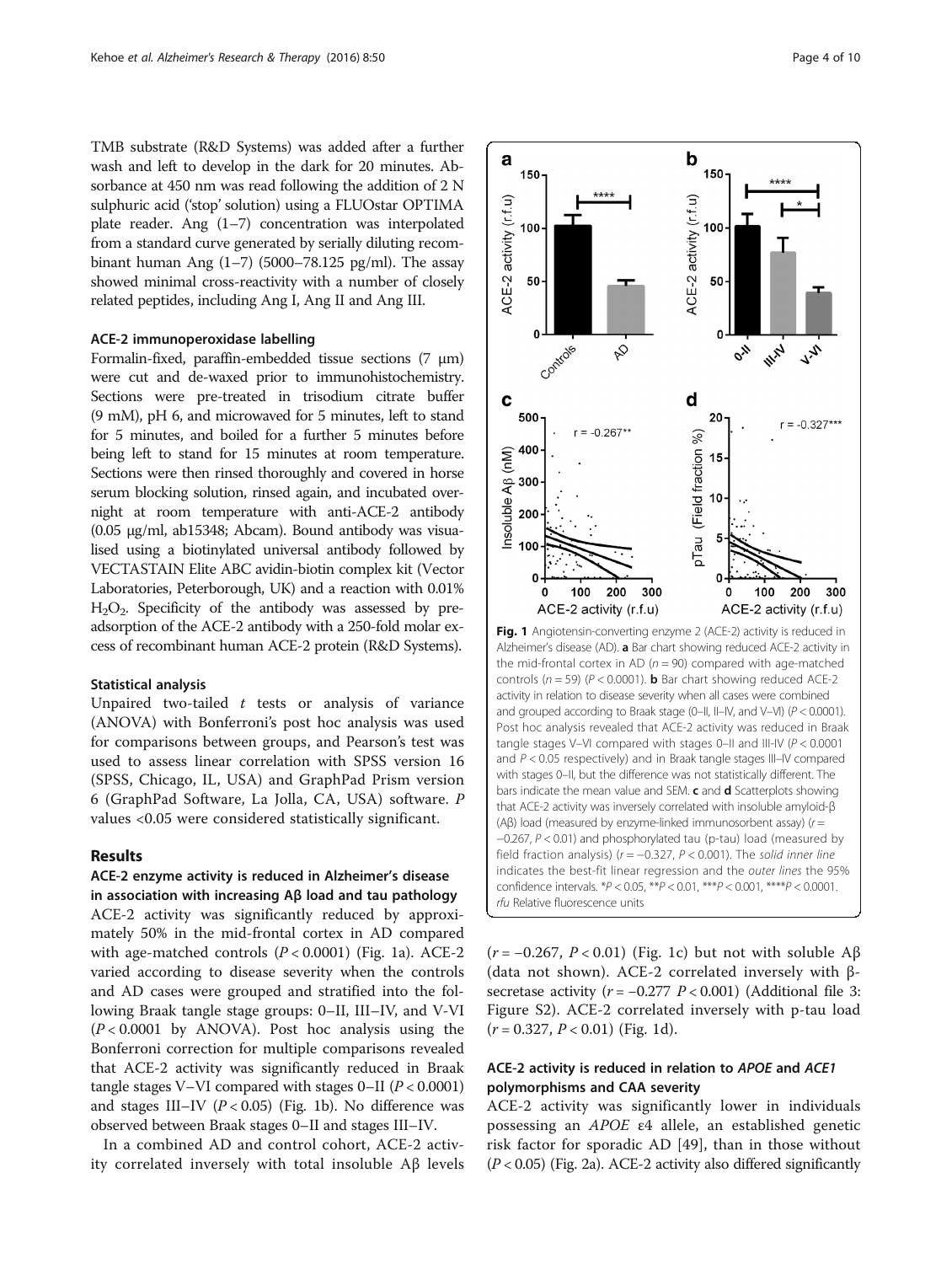TMB substrate (R&D Systems) was added after a further wash and left to develop in the dark for 20 minutes. Absorbance at 450 nm was read following the addition of 2 N sulphuric acid ('stop' solution) using a FLUOstar OPTIMA plate reader. Ang (1–7) concentration was interpolated from a standard curve generated by serially diluting recombinant human Ang (1–7) (5000–78.125 pg/ml). The assay showed minimal cross-reactivity with a number of closely related peptides, including Ang I, Ang II and Ang III.

### ACE-2 immunoperoxidase labelling

Formalin-fixed, paraffin-embedded tissue sections (7 μm) were cut and de-waxed prior to immunohistochemistry. Sections were pre-treated in trisodium citrate buffer (9 mM), pH 6, and microwaved for 5 minutes, left to stand for 5 minutes, and boiled for a further 5 minutes before being left to stand for 15 minutes at room temperature. Sections were then rinsed thoroughly and covered in horse serum blocking solution, rinsed again, and incubated overnight at room temperature with anti-ACE-2 antibody (0.05 μg/ml, ab15348; Abcam). Bound antibody was visualised using a biotinylated universal antibody followed by VECTASTAIN Elite ABC avidin-biotin complex kit (Vector Laboratories, Peterborough, UK) and a reaction with 0.01% $H_2O_2$. Specificity of the antibody was assessed by pre-adsorption of the ACE-2 antibody with a 250-fold molar excess of recombinant human ACE-2 protein (R&D Systems).

### Statistical analysis

Unpaired two-tailed $t$ tests or analysis of variance (ANOVA) with Bonferroni's post hoc analysis was used for comparisons between groups, and Pearson's test was used to assess linear correlation with SPSS version 16 (SPSS, Chicago, IL, USA) and GraphPad Prism version 6 (GraphPad Software, La Jolla, CA, USA) software. $P$ values <0.05 were considered statistically significant.

## Results

### ACE-2 enzyme activity is reduced in Alzheimer's disease in association with increasing Aβ load and tau pathology

ACE-2 activity was significantly reduced by approximately 50% in the mid-frontal cortex in AD compared with age-matched controls ($P < 0.0001$) (Fig. 1a). ACE-2 varied according to disease severity when the controls and AD cases were grouped and stratified into the following Braak tangle stage groups: 0–II, III–IV, and V-VI ($P < 0.0001$ by ANOVA). Post hoc analysis using the Bonferroni correction for multiple comparisons revealed that ACE-2 activity was significantly reduced in Braak tangle stages V–VI compared with stages 0–II ($P < 0.0001$) and stages III–IV ($P < 0.05$) (Fig. 1b). No difference was observed between Braak stages 0–II and stages III–IV.

In a combined AD and control cohort, ACE-2 activity correlated inversely with total insoluble Aβ levels ($r = -0.267$, $P < 0.01$) (Fig. 1c) but not with soluble Aβ (data not shown). ACE-2 correlated inversely with β-secretase activity ($r = -0.277$ $P < 0.001$) (Additional file 3: Figure S2). ACE-2 correlated inversely with p-tau load ($r = 0.327$, $P < 0.01$) (Fig. 1d).

a
150
ACE-2 activity (r.f.u)
100
50
0
****
Controls
AD

b
150
ACE-2 activity (r.f.u)
100
50
0
****
*
0-II
III-IV
V-VI

c
500
400
300
200
100
0
Insoluble Aβ (nM)
r = -0.267**
0 100 200 300
ACE-2 activity (r.f.u)

d
20
15
10
5
0
pTau (Field fraction %)
r = -0.327***
0 100 200 300
ACE-2 activity (r.f.u)

**Fig. 1** Angiotensin-converting enzyme 2 (ACE-2) activity is reduced in Alzheimer's disease (AD). **a** Bar chart showing reduced ACE-2 activity in the mid-frontal cortex in AD ($n = 90$) compared with age-matched controls ($n = 59$) ($P < 0.0001$). **b** Bar chart showing reduced ACE-2 activity in relation to disease severity when all cases were combined and grouped according to Braak stage (0–II, II–IV, and V–VI) ($P < 0.0001$). Post hoc analysis revealed that ACE-2 activity was reduced in Braak tangle stages V–VI compared with stages 0–II and III-IV ($P < 0.0001$ and $P < 0.05$ respectively) and in Braak tangle stages III–IV compared with stages 0–II, but the difference was not statistically different. The bars indicate the mean value and SEM. **c** and **d** Scatterplots showing that ACE-2 activity was inversely correlated with insoluble amyloid-β (Aβ) load (measured by enzyme-linked immunosorbent assay) ($r = -0.267$, $P < 0.01$) and phosphorylated tau (p-tau) load (measured by field fraction analysis) ($r = -0.327$, $P < 0.001$). The *solid inner line* indicates the best-fit linear regression and the *outer lines* the 95% confidence intervals. *$P < 0.05$, **$P < 0.01$, ***$P < 0.001$, ****$P < 0.0001$. *rfu* Relative fluorescence units

### ACE-2 activity is reduced in relation to *APOE* and *ACE1* polymorphisms and CAA severity

ACE-2 activity was significantly lower in individuals possessing an *APOE* ε4 allele, an established genetic risk factor for sporadic AD [49], than in those without ($P < 0.05$) (Fig. 2a). ACE-2 activity also differed significantly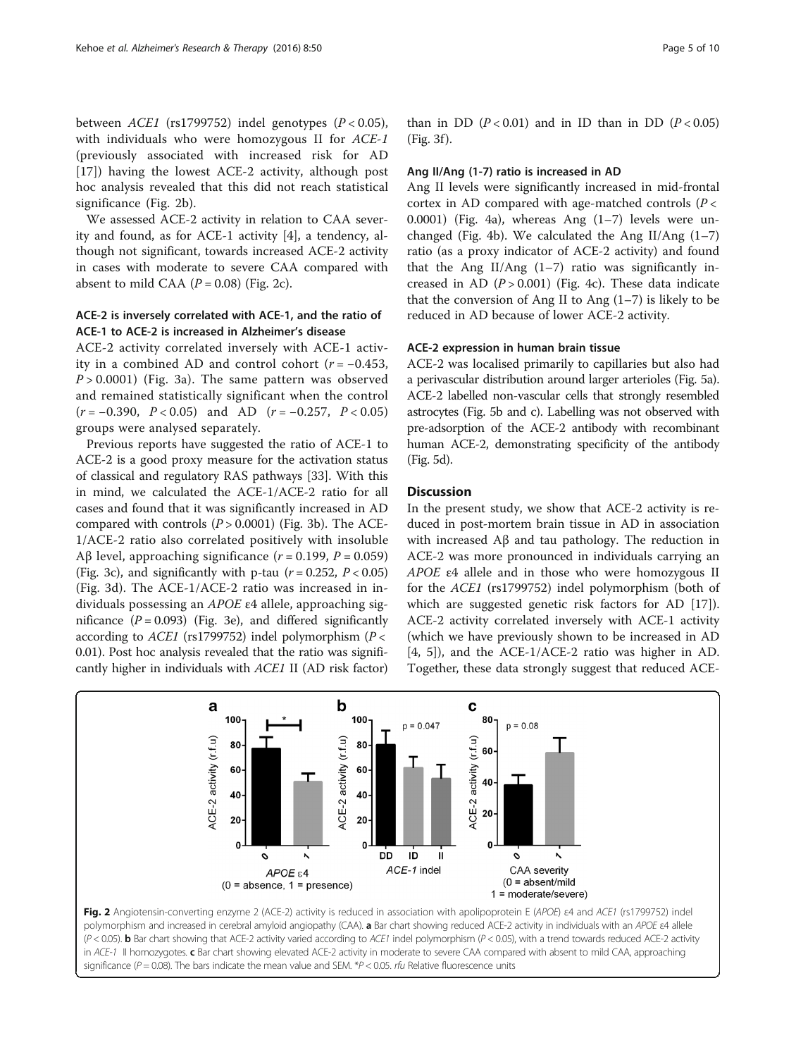between *ACE1* (rs1799752) indel genotypes ($P < 0.05$), with individuals who were homozygous II for *ACE-1* (previously associated with increased risk for AD [17]) having the lowest ACE-2 activity, although post hoc analysis revealed that this did not reach statistical significance (Fig. 2b).

We assessed ACE-2 activity in relation to CAA severity and found, as for ACE-1 activity [4], a tendency, although not significant, towards increased ACE-2 activity in cases with moderate to severe CAA compared with absent to mild CAA ($P = 0.08$) (Fig. 2c).

### ACE-2 is inversely correlated with ACE-1, and the ratio of ACE-1 to ACE-2 is increased in Alzheimer's disease

ACE-2 activity correlated inversely with ACE-1 activity in a combined AD and control cohort ($r = -0.453$, $P > 0.0001$) (Fig. 3a). The same pattern was observed and remained statistically significant when the control ($r = -0.390$, $P < 0.05$) and AD ($r = -0.257$, $P < 0.05$) groups were analysed separately.

Previous reports have suggested the ratio of ACE-1 to ACE-2 is a good proxy measure for the activation status of classical and regulatory RAS pathways [33]. With this in mind, we calculated the ACE-1/ACE-2 ratio for all cases and found that it was significantly increased in AD compared with controls ($P > 0.0001$) (Fig. 3b). The ACE-1/ACE-2 ratio also correlated positively with insoluble Aβ level, approaching significance ($r = 0.199$, $P = 0.059$) (Fig. 3c), and significantly with p-tau ($r = 0.252$, $P < 0.05$) (Fig. 3d). The ACE-1/ACE-2 ratio was increased in individuals possessing an *APOE* ε4 allele, approaching significance ($P = 0.093$) (Fig. 3e), and differed significantly according to *ACE1* (rs1799752) indel polymorphism ($P < 0.01$). Post hoc analysis revealed that the ratio was significantly higher in individuals with *ACE1* II (AD risk factor) than in DD ($P < 0.01$) and in ID than in DD ($P < 0.05$) (Fig. 3f).

### Ang II/Ang (1-7) ratio is increased in AD

Ang II levels were significantly increased in mid-frontal cortex in AD compared with age-matched controls ($P < 0.0001$) (Fig. 4a), whereas Ang (1–7) levels were unchanged (Fig. 4b). We calculated the Ang II/Ang (1–7) ratio (as a proxy indicator of ACE-2 activity) and found that the Ang II/Ang (1–7) ratio was significantly increased in AD ($P > 0.001$) (Fig. 4c). These data indicate that the conversion of Ang II to Ang (1–7) is likely to be reduced in AD because of lower ACE-2 activity.

### ACE-2 expression in human brain tissue

ACE-2 was localised primarily to capillaries but also had a perivascular distribution around larger arterioles (Fig. 5a). ACE-2 labelled non-vascular cells that strongly resembled astrocytes (Fig. 5b and c). Labelling was not observed with pre-adsorption of the ACE-2 antibody with recombinant human ACE-2, demonstrating specificity of the antibody (Fig. 5d).

## Discussion

In the present study, we show that ACE-2 activity is reduced in post-mortem brain tissue in AD in association with increased Aβ and tau pathology. The reduction in ACE-2 was more pronounced in individuals carrying an *APOE* ε4 allele and in those who were homozygous II for the *ACE1* (rs1799752) indel polymorphism (both of which are suggested genetic risk factors for AD [17]). ACE-2 activity correlated inversely with ACE-1 activity (which we have previously shown to be increased in AD [4, 5]), and the ACE-1/ACE-2 ratio was higher in AD. Together, these data strongly suggest that reduced ACE-

**Fig. 2** Angiotensin-converting enzyme 2 (ACE-2) activity is reduced in association with apolipoprotein E (*APOE*) ε4 and *ACE1* (rs1799752) indel polymorphism and increased in cerebral amyloid angiopathy (CAA). **a** Bar chart showing reduced ACE-2 activity in individuals with an *APOE* ε4 allele ($P < 0.05$). **b** Bar chart showing that ACE-2 activity varied according to *ACE1* indel polymorphism ($P < 0.05$), with a trend towards reduced ACE-2 activity in *ACE-1* II homozygotes. **c** Bar chart showing elevated ACE-2 activity in moderate to severe CAA compared with absent to mild CAA, approaching significance ($P = 0.08$). The bars indicate the mean value and SEM. *$P < 0.05$. *rfu* Relative fluorescence units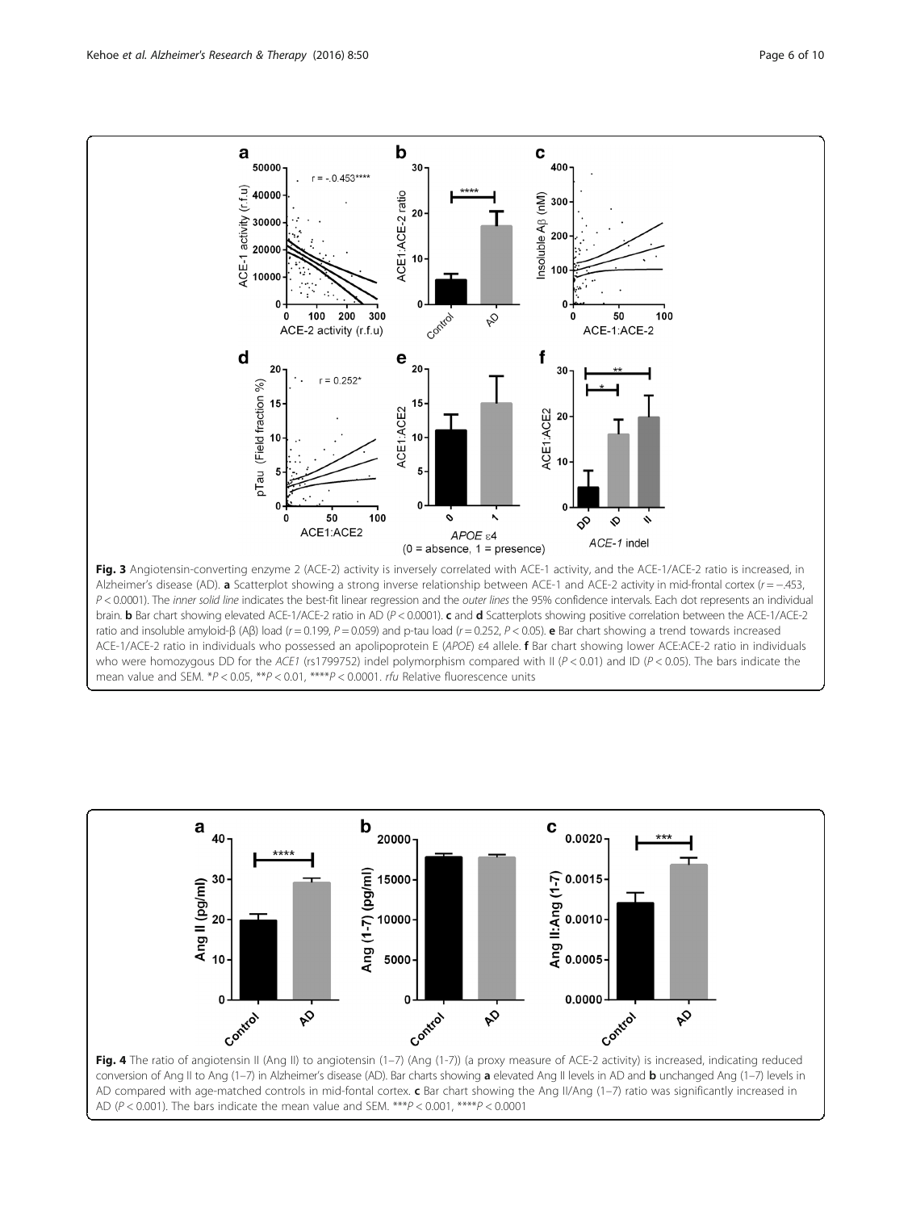**Fig. 3** Angiotensin-converting enzyme 2 (ACE-2) activity is inversely correlated with ACE-1 activity, and the ACE-1/ACE-2 ratio is increased, in Alzheimer's disease (AD). **a** Scatterplot showing a strong inverse relationship between ACE-1 and ACE-2 activity in mid-frontal cortex ($r = -.453$, $P < 0.0001$). The *inner solid line* indicates the best-fit linear regression and the *outer lines* the 95% confidence intervals. Each dot represents an individual brain. **b** Bar chart showing elevated ACE-1/ACE-2 ratio in AD ($P < 0.0001$). **c** and **d** Scatterplots showing positive correlation between the ACE-1/ACE-2 ratio and insoluble amyloid-β (Aβ) load ($r = 0.199$, $P = 0.059$) and p-tau load ($r = 0.252$, $P < 0.05$). **e** Bar chart showing a trend towards increased ACE-1/ACE-2 ratio in individuals who possessed an apolipoprotein E (*APOE*) ε4 allele. **f** Bar chart showing lower ACE:ACE-2 ratio in individuals who were homozygous DD for the *ACE1* (rs1799752) indel polymorphism compared with II ($P < 0.01$) and ID ($P < 0.05$). The bars indicate the mean value and SEM. \*$P < 0.05$, \*\*$P < 0.01$, \*\*\*\*$P < 0.0001$. *rfu* Relative fluorescence units

**Fig. 4** The ratio of angiotensin II (Ang II) to angiotensin (1–7) (Ang (1-7)) (a proxy measure of ACE-2 activity) is increased, indicating reduced conversion of Ang II to Ang (1–7) in Alzheimer's disease (AD). Bar charts showing **a** elevated Ang II levels in AD and **b** unchanged Ang (1–7) levels in AD compared with age-matched controls in mid-fontal cortex. **c** Bar chart showing the Ang II/Ang (1–7) ratio was significantly increased in AD ($P < 0.001$). The bars indicate the mean value and SEM. \*\*\*$P < 0.001$, \*\*\*\*$P < 0.0001$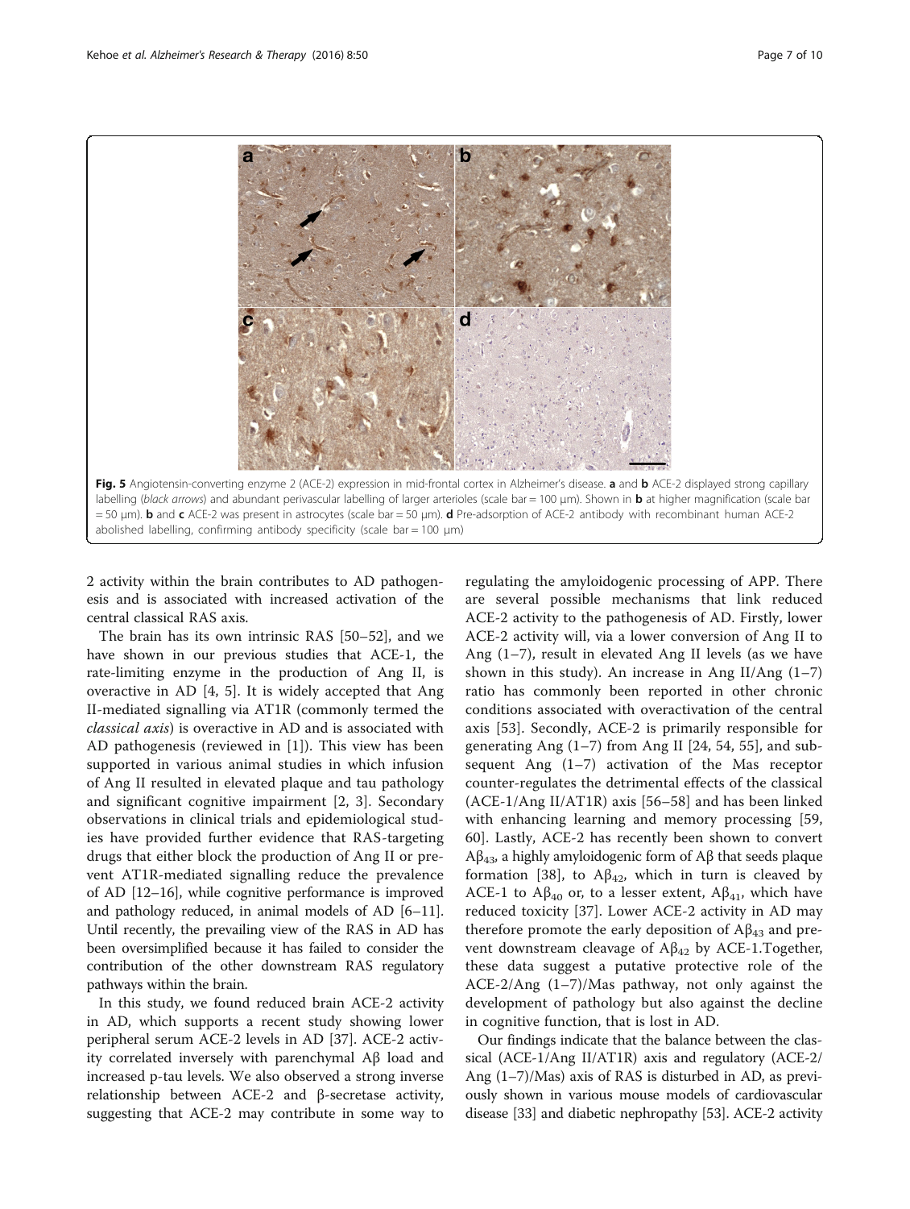**Fig. 5** Angiotensin-converting enzyme 2 (ACE-2) expression in mid-frontal cortex in Alzheimer's disease. **a** and **b** ACE-2 displayed strong capillary labelling (*black arrows*) and abundant perivascular labelling of larger arterioles (scale bar = 100 μm). Shown in **b** at higher magnification (scale bar = 50 μm). **b** and **c** ACE-2 was present in astrocytes (scale bar = 50 μm). **d** Pre-adsorption of ACE-2 antibody with recombinant human ACE-2 abolished labelling, confirming antibody specificity (scale bar = 100 μm)

2 activity within the brain contributes to AD pathogenesis and is associated with increased activation of the central classical RAS axis.

The brain has its own intrinsic RAS [50–52], and we have shown in our previous studies that ACE-1, the rate-limiting enzyme in the production of Ang II, is overactive in AD [4, 5]. It is widely accepted that Ang II-mediated signalling via AT1R (commonly termed the *classical axis*) is overactive in AD and is associated with AD pathogenesis (reviewed in [1]). This view has been supported in various animal studies in which infusion of Ang II resulted in elevated plaque and tau pathology and significant cognitive impairment [2, 3]. Secondary observations in clinical trials and epidemiological studies have provided further evidence that RAS-targeting drugs that either block the production of Ang II or prevent AT1R-mediated signalling reduce the prevalence of AD [12–16], while cognitive performance is improved and pathology reduced, in animal models of AD [6–11]. Until recently, the prevailing view of the RAS in AD has been oversimplified because it has failed to consider the contribution of the other downstream RAS regulatory pathways within the brain.

In this study, we found reduced brain ACE-2 activity in AD, which supports a recent study showing lower peripheral serum ACE-2 levels in AD [37]. ACE-2 activity correlated inversely with parenchymal Aβ load and increased p-tau levels. We also observed a strong inverse relationship between ACE-2 and β-secretase activity, suggesting that ACE-2 may contribute in some way to regulating the amyloidogenic processing of APP. There are several possible mechanisms that link reduced ACE-2 activity to the pathogenesis of AD. Firstly, lower ACE-2 activity will, via a lower conversion of Ang II to Ang (1–7), result in elevated Ang II levels (as we have shown in this study). An increase in Ang II/Ang (1–7) ratio has commonly been reported in other chronic conditions associated with overactivation of the central axis [53]. Secondly, ACE-2 is primarily responsible for generating Ang (1–7) from Ang II [24, 54, 55], and subsequent Ang (1–7) activation of the Mas receptor counter-regulates the detrimental effects of the classical (ACE-1/Ang II/AT1R) axis [56–58] and has been linked with enhancing learning and memory processing [59, 60]. Lastly, ACE-2 has recently been shown to convert $A\beta_{43}$, a highly amyloidogenic form of Aβ that seeds plaque formation [38], to $A\beta_{42}$, which in turn is cleaved by ACE-1 to $A\beta_{40}$ or, to a lesser extent, $A\beta_{41}$, which have reduced toxicity [37]. Lower ACE-2 activity in AD may therefore promote the early deposition of $A\beta_{43}$ and prevent downstream cleavage of $A\beta_{42}$ by ACE-1.Together, these data suggest a putative protective role of the ACE-2/Ang (1–7)/Mas pathway, not only against the development of pathology but also against the decline in cognitive function, that is lost in AD.

Our findings indicate that the balance between the classical (ACE-1/Ang II/AT1R) axis and regulatory (ACE-2/Ang (1–7)/Mas) axis of RAS is disturbed in AD, as previously shown in various mouse models of cardiovascular disease [33] and diabetic nephropathy [53]. ACE-2 activity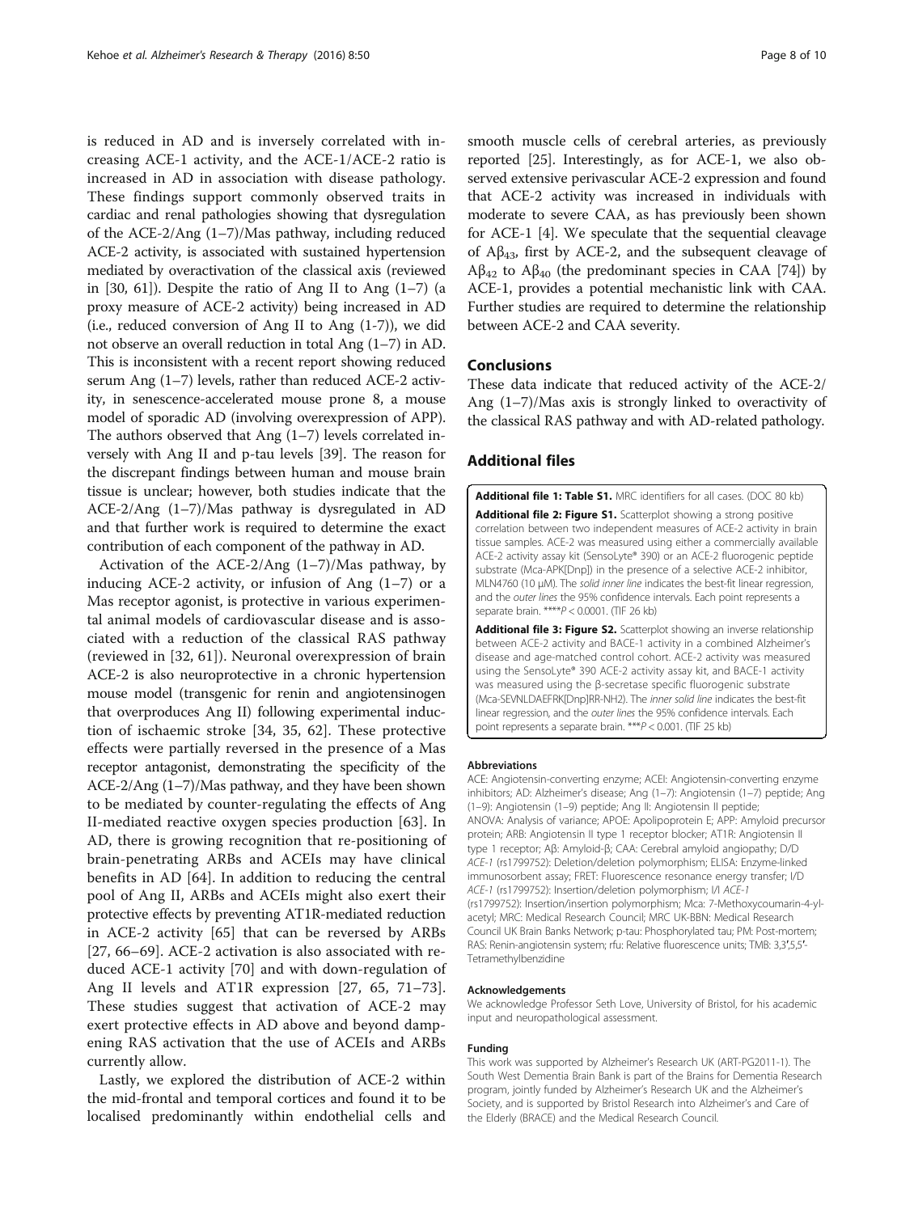is reduced in AD and is inversely correlated with increasing ACE-1 activity, and the ACE-1/ACE-2 ratio is increased in AD in association with disease pathology. These findings support commonly observed traits in cardiac and renal pathologies showing that dysregulation of the ACE-2/Ang (1–7)/Mas pathway, including reduced ACE-2 activity, is associated with sustained hypertension mediated by overactivation of the classical axis (reviewed in [30, 61]). Despite the ratio of Ang II to Ang (1–7) (a proxy measure of ACE-2 activity) being increased in AD (i.e., reduced conversion of Ang II to Ang (1-7)), we did not observe an overall reduction in total Ang (1–7) in AD. This is inconsistent with a recent report showing reduced serum Ang (1–7) levels, rather than reduced ACE-2 activity, in senescence-accelerated mouse prone 8, a mouse model of sporadic AD (involving overexpression of APP). The authors observed that Ang (1–7) levels correlated inversely with Ang II and p-tau levels [39]. The reason for the discrepant findings between human and mouse brain tissue is unclear; however, both studies indicate that the ACE-2/Ang (1–7)/Mas pathway is dysregulated in AD and that further work is required to determine the exact contribution of each component of the pathway in AD.

Activation of the ACE-2/Ang (1–7)/Mas pathway, by inducing ACE-2 activity, or infusion of Ang (1–7) or a Mas receptor agonist, is protective in various experimental animal models of cardiovascular disease and is associated with a reduction of the classical RAS pathway (reviewed in [32, 61]). Neuronal overexpression of brain ACE-2 is also neuroprotective in a chronic hypertension mouse model (transgenic for renin and angiotensinogen that overproduces Ang II) following experimental induction of ischaemic stroke [34, 35, 62]. These protective effects were partially reversed in the presence of a Mas receptor antagonist, demonstrating the specificity of the ACE-2/Ang (1–7)/Mas pathway, and they have been shown to be mediated by counter-regulating the effects of Ang II-mediated reactive oxygen species production [63]. In AD, there is growing recognition that re-positioning of brain-penetrating ARBs and ACEIs may have clinical benefits in AD [64]. In addition to reducing the central pool of Ang II, ARBs and ACEIs might also exert their protective effects by preventing AT1R-mediated reduction in ACE-2 activity [65] that can be reversed by ARBs [27, 66–69]. ACE-2 activation is also associated with reduced ACE-1 activity [70] and with down-regulation of Ang II levels and AT1R expression [27, 65, 71–73]. These studies suggest that activation of ACE-2 may exert protective effects in AD above and beyond dampening RAS activation that the use of ACEIs and ARBs currently allow.

Lastly, we explored the distribution of ACE-2 within the mid-frontal and temporal cortices and found it to be localised predominantly within endothelial cells and smooth muscle cells of cerebral arteries, as previously reported [25]. Interestingly, as for ACE-1, we also observed extensive perivascular ACE-2 expression and found that ACE-2 activity was increased in individuals with moderate to severe CAA, as has previously been shown for ACE-1 [4]. We speculate that the sequential cleavage of $A\beta_{43}$, first by ACE-2, and the subsequent cleavage of $A\beta_{42}$ to $A\beta_{40}$ (the predominant species in CAA [74]) by ACE-1, provides a potential mechanistic link with CAA. Further studies are required to determine the relationship between ACE-2 and CAA severity.

## Conclusions

These data indicate that reduced activity of the ACE-2/Ang (1–7)/Mas axis is strongly linked to overactivity of the classical RAS pathway and with AD-related pathology.

## Additional files

**Additional file 1: Table S1.** MRC identifiers for all cases. (DOC 80 kb)

**Additional file 2: Figure S1.** Scatterplot showing a strong positive correlation between two independent measures of ACE-2 activity in brain tissue samples. ACE-2 was measured using either a commercially available ACE-2 activity assay kit (SensoLyte® 390) or an ACE-2 fluorogenic peptide substrate (Mca-APK[Dnp]) in the presence of a selective ACE-2 inhibitor, MLN4760 (10 μM). The *solid inner line* indicates the best-fit linear regression, and the *outer lines* the 95% confidence intervals. Each point represents a separate brain. ****$P < 0.0001$. (TIF 26 kb)

**Additional file 3: Figure S2.** Scatterplot showing an inverse relationship between ACE-2 activity and BACE-1 activity in a combined Alzheimer's disease and age-matched control cohort. ACE-2 activity was measured using the SensoLyte® 390 ACE-2 activity assay kit, and BACE-1 activity was measured using the β-secretase specific fluorogenic substrate (Mca-SEVNLDAEFRK[Dnp]RR-NH2). The *inner solid line* indicates the best-fit linear regression, and the *outer lines* the 95% confidence intervals. Each point represents a separate brain. ***$P < 0.001$. (TIF 25 kb)

#### Abbreviations

ACE: Angiotensin-converting enzyme; ACEI: Angiotensin-converting enzyme inhibitors; AD: Alzheimer's disease; Ang (1–7): Angiotensin (1–7) peptide; Ang (1–9): Angiotensin (1–9) peptide; Ang II: Angiotensin II peptide; ANOVA: Analysis of variance; APOE: Apolipoprotein E; APP: Amyloid precursor protein; ARB: Angiotensin II type 1 receptor blocker; AT1R: Angiotensin II type 1 receptor; Aβ: Amyloid-β; CAA: Cerebral amyloid angiopathy; D/D *ACE-1* (rs1799752): Deletion/deletion polymorphism; ELISA: Enzyme-linked immunosorbent assay; FRET: Fluorescence resonance energy transfer; I/D *ACE-1* (rs1799752): Insertion/deletion polymorphism; I/I *ACE-1* (rs1799752): Insertion/insertion polymorphism; Mca: 7-Methoxycoumarin-4-yl-acetyl; MRC: Medical Research Council; MRC UK-BBN: Medical Research Council UK Brain Banks Network; p-tau: Phosphorylated tau; PM: Post-mortem; RAS: Renin-angiotensin system; rfu: Relative fluorescence units; TMB: 3,3′,5,5′-Tetramethylbenzidine

#### Acknowledgements

We acknowledge Professor Seth Love, University of Bristol, for his academic input and neuropathological assessment.

#### Funding

This work was supported by Alzheimer's Research UK (ART-PG2011-1). The South West Dementia Brain Bank is part of the Brains for Dementia Research program, jointly funded by Alzheimer's Research UK and the Alzheimer's Society, and is supported by Bristol Research into Alzheimer's and Care of the Elderly (BRACE) and the Medical Research Council.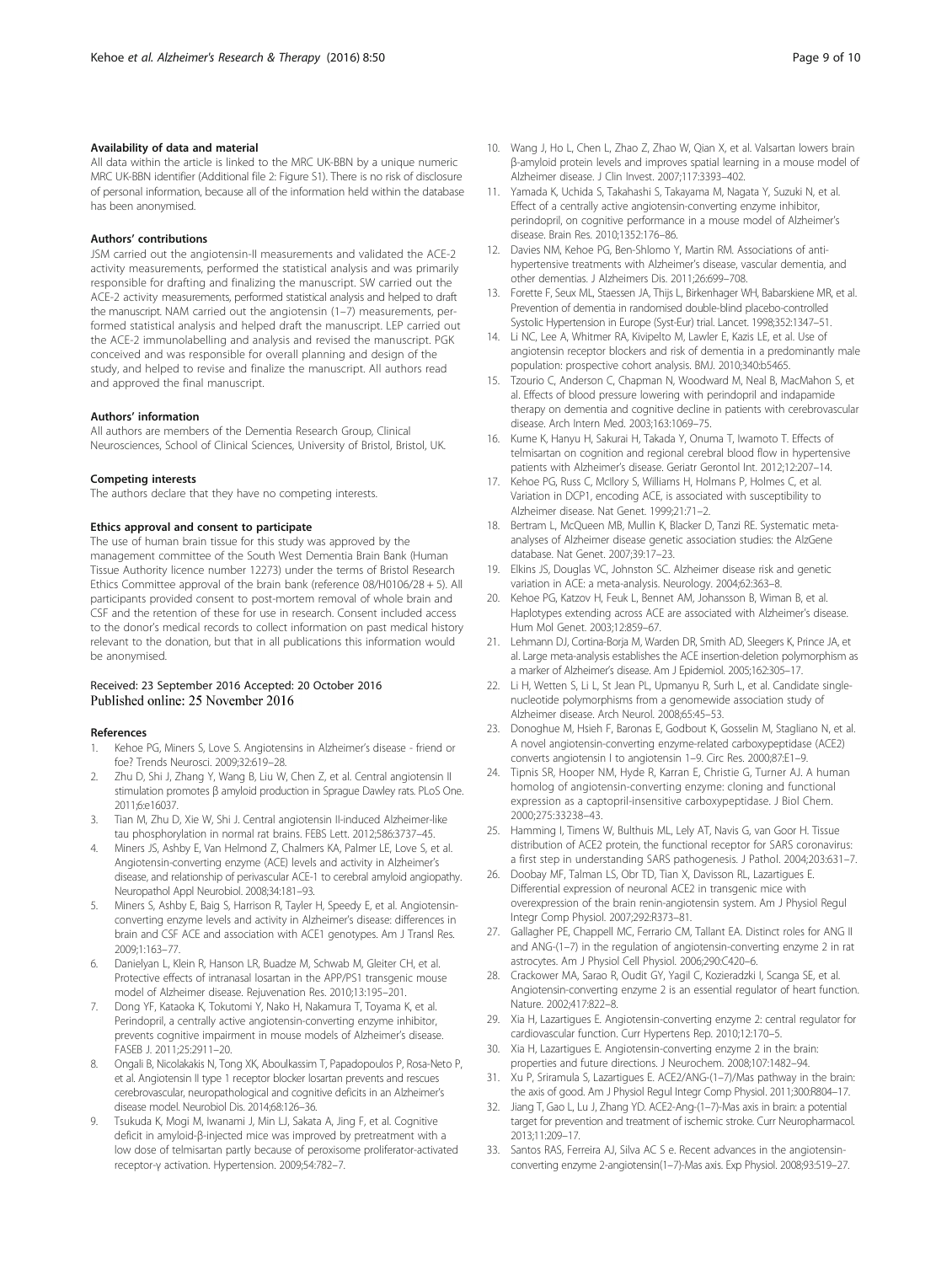#### Availability of data and material

All data within the article is linked to the MRC UK-BBN by a unique numeric MRC UK-BBN identifier (Additional file 2: Figure S1). There is no risk of disclosure of personal information, because all of the information held within the database has been anonymised.

#### Authors' contributions

JSM carried out the angiotensin-II measurements and validated the ACE-2 activity measurements, performed the statistical analysis and was primarily responsible for drafting and finalizing the manuscript. SW carried out the ACE-2 activity measurements, performed statistical analysis and helped to draft the manuscript. NAM carried out the angiotensin (1–7) measurements, performed statistical analysis and helped draft the manuscript. LEP carried out the ACE-2 immunolabelling and analysis and revised the manuscript. PGK conceived and was responsible for overall planning and design of the study, and helped to revise and finalize the manuscript. All authors read and approved the final manuscript.

#### Authors' information

All authors are members of the Dementia Research Group, Clinical Neurosciences, School of Clinical Sciences, University of Bristol, Bristol, UK.

#### Competing interests

The authors declare that they have no competing interests.

#### Ethics approval and consent to participate

The use of human brain tissue for this study was approved by the management committee of the South West Dementia Brain Bank (Human Tissue Authority licence number 12273) under the terms of Bristol Research Ethics Committee approval of the brain bank (reference 08/H0106/28 + 5). All participants provided consent to post-mortem removal of whole brain and CSF and the retention of these for use in research. Consent included access to the donor's medical records to collect information on past medical history relevant to the donation, but that in all publications this information would be anonymised.

Received: 23 September 2016 Accepted: 20 October 2016
Published online: 25 November 2016

#### References

1. Kehoe PG, Miners S, Love S. Angiotensins in Alzheimer's disease - friend or foe? Trends Neurosci. 2009;32:619–28.
2. Zhu D, Shi J, Zhang Y, Wang B, Liu W, Chen Z, et al. Central angiotensin II stimulation promotes β amyloid production in Sprague Dawley rats. PLoS One. 2011;6:e16037.
3. Tian M, Zhu D, Xie W, Shi J. Central angiotensin II-induced Alzheimer-like tau phosphorylation in normal rat brains. FEBS Lett. 2012;586:3737–45.
4. Miners JS, Ashby E, Van Helmond Z, Chalmers KA, Palmer LE, Love S, et al. Angiotensin-converting enzyme (ACE) levels and activity in Alzheimer's disease, and relationship of perivascular ACE-1 to cerebral amyloid angiopathy. Neuropathol Appl Neurobiol. 2008;34:181–93.
5. Miners S, Ashby E, Baig S, Harrison R, Tayler H, Speedy E, et al. Angiotensin-converting enzyme levels and activity in Alzheimer's disease: differences in brain and CSF ACE and association with ACE1 genotypes. Am J Transl Res. 2009;1:163–77.
6. Danielyan L, Klein R, Hanson LR, Buadze M, Schwab M, Gleiter CH, et al. Protective effects of intranasal losartan in the APP/PS1 transgenic mouse model of Alzheimer disease. Rejuvenation Res. 2010;13:195–201.
7. Dong YF, Kataoka K, Tokutomi Y, Nako H, Nakamura T, Toyama K, et al. Perindopril, a centrally active angiotensin-converting enzyme inhibitor, prevents cognitive impairment in mouse models of Alzheimer's disease. FASEB J. 2011;25:2911–20.
8. Ongali B, Nicolakakis N, Tong XK, Aboulkassim T, Papadopoulos P, Rosa-Neto P, et al. Angiotensin II type 1 receptor blocker losartan prevents and rescues cerebrovascular, neuropathological and cognitive deficits in an Alzheimer's disease model. Neurobiol Dis. 2014;68:126–36.
9. Tsukuda K, Mogi M, Iwanami J, Min LJ, Sakata A, Jing F, et al. Cognitive deficit in amyloid-β-injected mice was improved by pretreatment with a low dose of telmisartan partly because of peroxisome proliferator-activated receptor-γ activation. Hypertension. 2009;54:782–7.
10. Wang J, Ho L, Chen L, Zhao Z, Zhao W, Qian X, et al. Valsartan lowers brain β-amyloid protein levels and improves spatial learning in a mouse model of Alzheimer disease. J Clin Invest. 2007;117:3393–402.
11. Yamada K, Uchida S, Takahashi S, Takayama M, Nagata Y, Suzuki N, et al. Effect of a centrally active angiotensin-converting enzyme inhibitor, perindopril, on cognitive performance in a mouse model of Alzheimer's disease. Brain Res. 2010;1352:176–86.
12. Davies NM, Kehoe PG, Ben-Shlomo Y, Martin RM. Associations of anti-hypertensive treatments with Alzheimer's disease, vascular dementia, and other dementias. J Alzheimers Dis. 2011;26:699–708.
13. Forette F, Seux ML, Staessen JA, Thijs L, Birkenhager WH, Babarskiene MR, et al. Prevention of dementia in randomised double-blind placebo-controlled Systolic Hypertension in Europe (Syst-Eur) trial. Lancet. 1998;352:1347–51.
14. Li NC, Lee A, Whitmer RA, Kivipelto M, Lawler E, Kazis LE, et al. Use of angiotensin receptor blockers and risk of dementia in a predominantly male population: prospective cohort analysis. BMJ. 2010;340:b5465.
15. Tzourio C, Anderson C, Chapman N, Woodward M, Neal B, MacMahon S, et al. Effects of blood pressure lowering with perindopril and indapamide therapy on dementia and cognitive decline in patients with cerebrovascular disease. Arch Intern Med. 2003;163:1069–75.
16. Kume K, Hanyu H, Sakurai H, Takada Y, Onuma T, Iwamoto T. Effects of telmisartan on cognition and regional cerebral blood flow in hypertensive patients with Alzheimer's disease. Geriatr Gerontol Int. 2012;12:207–14.
17. Kehoe PG, Russ C, McIlory S, Williams H, Holmans P, Holmes C, et al. Variation in DCP1, encoding ACE, is associated with susceptibility to Alzheimer disease. Nat Genet. 1999;21:71–2.
18. Bertram L, McQueen MB, Mullin K, Blacker D, Tanzi RE. Systematic meta-analyses of Alzheimer disease genetic association studies: the AlzGene database. Nat Genet. 2007;39:17–23.
19. Elkins JS, Douglas VC, Johnston SC. Alzheimer disease risk and genetic variation in ACE: a meta-analysis. Neurology. 2004;62:363–8.
20. Kehoe PG, Katzov H, Feuk L, Bennet AM, Johansson B, Wiman B, et al. Haplotypes extending across ACE are associated with Alzheimer's disease. Hum Mol Genet. 2003;12:859–67.
21. Lehmann DJ, Cortina-Borja M, Warden DR, Smith AD, Sleegers K, Prince JA, et al. Large meta-analysis establishes the ACE insertion-deletion polymorphism as a marker of Alzheimer's disease. Am J Epidemiol. 2005;162:305–17.
22. Li H, Wetten S, Li L, St Jean PL, Upmanyu R, Surh L, et al. Candidate single-nucleotide polymorphisms from a genomewide association study of Alzheimer disease. Arch Neurol. 2008;65:45–53.
23. Donoghue M, Hsieh F, Baronas E, Godbout K, Gosselin M, Stagliano N, et al. A novel angiotensin-converting enzyme-related carboxypeptidase (ACE2) converts angiotensin I to angiotensin 1–9. Circ Res. 2000;87:E1–9.
24. Tipnis SR, Hooper NM, Hyde R, Karran E, Christie G, Turner AJ. A human homolog of angiotensin-converting enzyme: cloning and functional expression as a captopril-insensitive carboxypeptidase. J Biol Chem. 2000;275:33238–43.
25. Hamming I, Timens W, Bulthuis ML, Lely AT, Navis G, van Goor H. Tissue distribution of ACE2 protein, the functional receptor for SARS coronavirus: a first step in understanding SARS pathogenesis. J Pathol. 2004;203:631–7.
26. Doobay MF, Talman LS, Obr TD, Tian X, Davisson RL, Lazartigues E. Differential expression of neuronal ACE2 in transgenic mice with overexpression of the brain renin-angiotensin system. Am J Physiol Regul Integr Comp Physiol. 2007;292:R373–81.
27. Gallagher PE, Chappell MC, Ferrario CM, Tallant EA. Distinct roles for ANG II and ANG-(1–7) in the regulation of angiotensin-converting enzyme 2 in rat astrocytes. Am J Physiol Cell Physiol. 2006;290:C420–6.
28. Crackower MA, Sarao R, Oudit GY, Yagil C, Kozieradzki I, Scanga SE, et al. Angiotensin-converting enzyme 2 is an essential regulator of heart function. Nature. 2002;417:822–8.
29. Xia H, Lazartigues E. Angiotensin-converting enzyme 2: central regulator for cardiovascular function. Curr Hypertens Rep. 2010;12:170–5.
30. Xia H, Lazartigues E. Angiotensin-converting enzyme 2 in the brain: properties and future directions. J Neurochem. 2008;107:1482–94.
31. Xu P, Sriramula S, Lazartigues E. ACE2/ANG-(1–7)/Mas pathway in the brain: the axis of good. Am J Physiol Regul Integr Comp Physiol. 2011;300:R804–17.
32. Jiang T, Gao L, Lu J, Zhang YD. ACE2-Ang-(1–7)-Mas axis in brain: a potential target for prevention and treatment of ischemic stroke. Curr Neuropharmacol. 2013;11:209–17.
33. Santos RAS, Ferreira AJ, Silva AC S e. Recent advances in the angiotensin-converting enzyme 2-angiotensin(1–7)-Mas axis. Exp Physiol. 2008;93:519–27.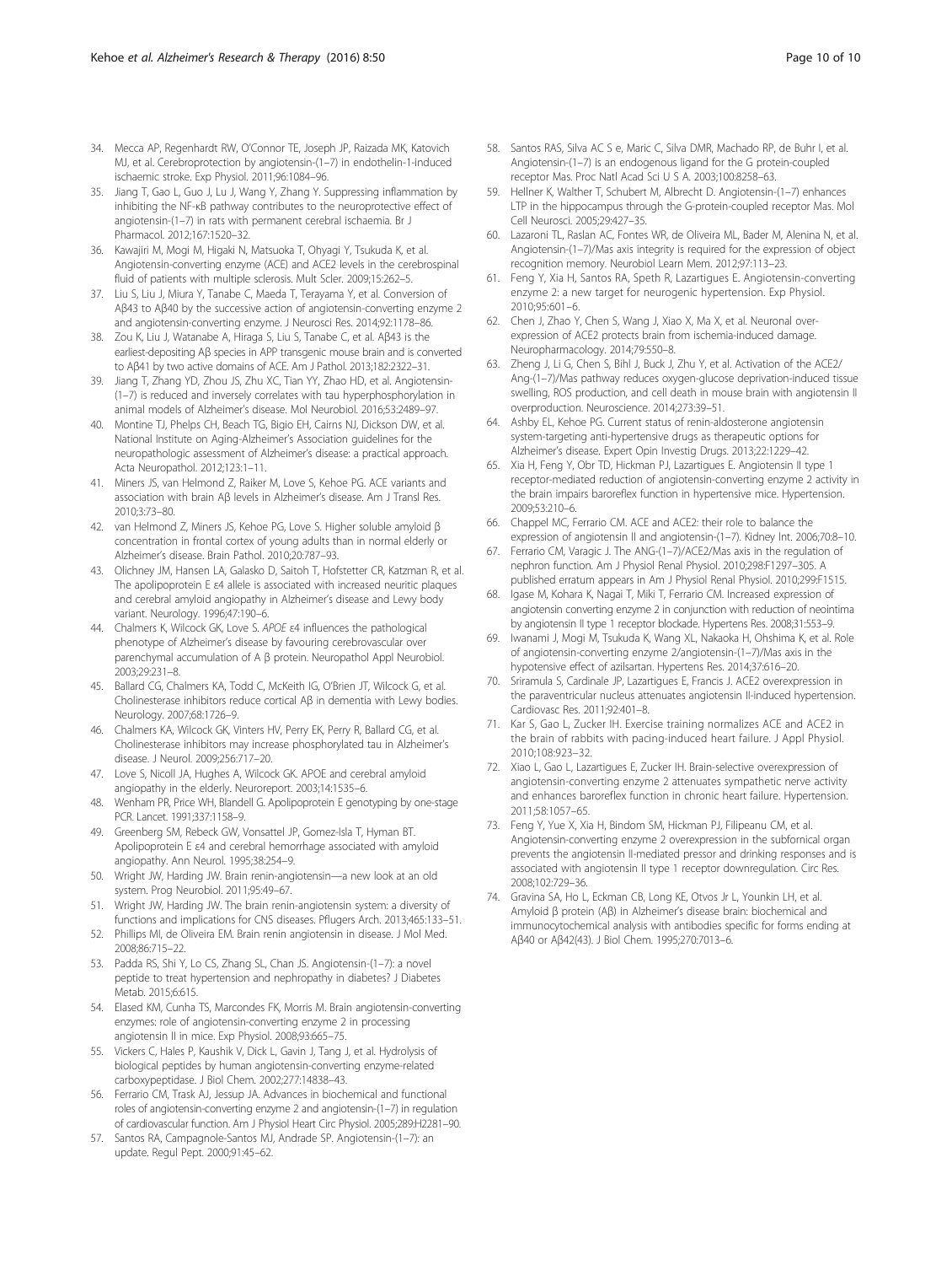34. Mecca AP, Regenhardt RW, O'Connor TE, Joseph JP, Raizada MK, Katovich MJ, et al. Cerebroprotection by angiotensin-(1–7) in endothelin-1-induced ischaemic stroke. Exp Physiol. 2011;96:1084–96.
35. Jiang T, Gao L, Guo J, Lu J, Wang Y, Zhang Y. Suppressing inflammation by inhibiting the NF-κB pathway contributes to the neuroprotective effect of angiotensin-(1–7) in rats with permanent cerebral ischaemia. Br J Pharmacol. 2012;167:1520–32.
36. Kawajiri M, Mogi M, Higaki N, Matsuoka T, Ohyagi Y, Tsukuda K, et al. Angiotensin-converting enzyme (ACE) and ACE2 levels in the cerebrospinal fluid of patients with multiple sclerosis. Mult Scler. 2009;15:262–5.
37. Liu S, Liu J, Miura Y, Tanabe C, Maeda T, Terayama Y, et al. Conversion of Aβ43 to Aβ40 by the successive action of angiotensin-converting enzyme 2 and angiotensin-converting enzyme. J Neurosci Res. 2014;92:1178–86.
38. Zou K, Liu J, Watanabe A, Hiraga S, Liu S, Tanabe C, et al. Aβ43 is the earliest-depositing Aβ species in APP transgenic mouse brain and is converted to Aβ41 by two active domains of ACE. Am J Pathol. 2013;182:2322–31.
39. Jiang T, Zhang YD, Zhou JS, Zhu XC, Tian YY, Zhao HD, et al. Angiotensin-(1–7) is reduced and inversely correlates with tau hyperphosphorylation in animal models of Alzheimer's disease. Mol Neurobiol. 2016;53:2489–97.
40. Montine TJ, Phelps CH, Beach TG, Bigio EH, Cairns NJ, Dickson DW, et al. National Institute on Aging-Alzheimer's Association guidelines for the neuropathologic assessment of Alzheimer's disease: a practical approach. Acta Neuropathol. 2012;123:1–11.
41. Miners JS, van Helmond Z, Raiker M, Love S, Kehoe PG. ACE variants and association with brain Aβ levels in Alzheimer's disease. Am J Transl Res. 2010;3:73–80.
42. van Helmond Z, Miners JS, Kehoe PG, Love S. Higher soluble amyloid β concentration in frontal cortex of young adults than in normal elderly or Alzheimer's disease. Brain Pathol. 2010;20:787–93.
43. Olichney JM, Hansen LA, Galasko D, Saitoh T, Hofstetter CR, Katzman R, et al. The apolipoprotein E ε4 allele is associated with increased neuritic plaques and cerebral amyloid angiopathy in Alzheimer's disease and Lewy body variant. Neurology. 1996;47:190–6.
44. Chalmers K, Wilcock GK, Love S. *APOE* ε4 influences the pathological phenotype of Alzheimer's disease by favouring cerebrovascular over parenchymal accumulation of A β protein. Neuropathol Appl Neurobiol. 2003;29:231–8.
45. Ballard CG, Chalmers KA, Todd C, McKeith IG, O'Brien JT, Wilcock G, et al. Cholinesterase inhibitors reduce cortical Aβ in dementia with Lewy bodies. Neurology. 2007;68:1726–9.
46. Chalmers KA, Wilcock GK, Vinters HV, Perry EK, Perry R, Ballard CG, et al. Cholinesterase inhibitors may increase phosphorylated tau in Alzheimer's disease. J Neurol. 2009;256:717–20.
47. Love S, Nicoll JA, Hughes A, Wilcock GK. APOE and cerebral amyloid angiopathy in the elderly. Neuroreport. 2003;14:1535–6.
48. Wenham PR, Price WH, Blandell G. Apolipoprotein E genotyping by one-stage PCR. Lancet. 1991;337:1158–9.
49. Greenberg SM, Rebeck GW, Vonsattel JP, Gomez-Isla T, Hyman BT. Apolipoprotein E ε4 and cerebral hemorrhage associated with amyloid angiopathy. Ann Neurol. 1995;38:254–9.
50. Wright JW, Harding JW. Brain renin-angiotensin—a new look at an old system. Prog Neurobiol. 2011;95:49–67.
51. Wright JW, Harding JW. The brain renin-angiotensin system: a diversity of functions and implications for CNS diseases. Pflugers Arch. 2013;465:133–51.
52. Phillips MI, de Oliveira EM. Brain renin angiotensin in disease. J Mol Med. 2008;86:715–22.
53. Padda RS, Shi Y, Lo CS, Zhang SL, Chan JS. Angiotensin-(1–7): a novel peptide to treat hypertension and nephropathy in diabetes? J Diabetes Metab. 2015;6:615.
54. Elased KM, Cunha TS, Marcondes FK, Morris M. Brain angiotensin-converting enzymes: role of angiotensin-converting enzyme 2 in processing angiotensin II in mice. Exp Physiol. 2008;93:665–75.
55. Vickers C, Hales P, Kaushik V, Dick L, Gavin J, Tang J, et al. Hydrolysis of biological peptides by human angiotensin-converting enzyme-related carboxypeptidase. J Biol Chem. 2002;277:14838–43.
56. Ferrario CM, Trask AJ, Jessup JA. Advances in biochemical and functional roles of angiotensin-converting enzyme 2 and angiotensin-(1–7) in regulation of cardiovascular function. Am J Physiol Heart Circ Physiol. 2005;289:H2281–90.
57. Santos RA, Campagnole-Santos MJ, Andrade SP. Angiotensin-(1–7): an update. Regul Pept. 2000;91:45–62.
58. Santos RAS, Silva AC S e, Maric C, Silva DMR, Machado RP, de Buhr I, et al. Angiotensin-(1–7) is an endogenous ligand for the G protein-coupled receptor Mas. Proc Natl Acad Sci U S A. 2003;100:8258–63.
59. Hellner K, Walther T, Schubert M, Albrecht D. Angiotensin-(1–7) enhances LTP in the hippocampus through the G-protein-coupled receptor Mas. Mol Cell Neurosci. 2005;29:427–35.
60. Lazaroni TL, Raslan AC, Fontes WR, de Oliveira ML, Bader M, Alenina N, et al. Angiotensin-(1–7)/Mas axis integrity is required for the expression of object recognition memory. Neurobiol Learn Mem. 2012;97:113–23.
61. Feng Y, Xia H, Santos RA, Speth R, Lazartigues E. Angiotensin-converting enzyme 2: a new target for neurogenic hypertension. Exp Physiol. 2010;95:601–6.
62. Chen J, Zhao Y, Chen S, Wang J, Xiao X, Ma X, et al. Neuronal over-expression of ACE2 protects brain from ischemia-induced damage. Neuropharmacology. 2014;79:550–8.
63. Zheng J, Li G, Chen S, Bihl J, Buck J, Zhu Y, et al. Activation of the ACE2/Ang-(1–7)/Mas pathway reduces oxygen-glucose deprivation-induced tissue swelling, ROS production, and cell death in mouse brain with angiotensin II overproduction. Neuroscience. 2014;273:39–51.
64. Ashby EL, Kehoe PG. Current status of renin-aldosterone angiotensin system-targeting anti-hypertensive drugs as therapeutic options for Alzheimer's disease. Expert Opin Investig Drugs. 2013;22:1229–42.
65. Xia H, Feng Y, Obr TD, Hickman PJ, Lazartigues E. Angiotensin II type 1 receptor-mediated reduction of angiotensin-converting enzyme 2 activity in the brain impairs baroreflex function in hypertensive mice. Hypertension. 2009;53:210–6.
66. Chappel MC, Ferrario CM. ACE and ACE2: their role to balance the expression of angiotensin II and angiotensin-(1–7). Kidney Int. 2006;70:8–10.
67. Ferrario CM, Varagic J. The ANG-(1–7)/ACE2/Mas axis in the regulation of nephron function. Am J Physiol Renal Physiol. 2010;298:F1297–305. A published erratum appears in Am J Physiol Renal Physiol. 2010;299:F1515.
68. Igase M, Kohara K, Nagai T, Miki T, Ferrario CM. Increased expression of angiotensin converting enzyme 2 in conjunction with reduction of neointima by angiotensin II type 1 receptor blockade. Hypertens Res. 2008;31:553–9.
69. Iwanami J, Mogi M, Tsukuda K, Wang XL, Nakaoka H, Ohshima K, et al. Role of angiotensin-converting enzyme 2/angiotensin-(1–7)/Mas axis in the hypotensive effect of azilsartan. Hypertens Res. 2014;37:616–20.
70. Sriramula S, Cardinale JP, Lazartigues E, Francis J. ACE2 overexpression in the paraventricular nucleus attenuates angiotensin II-induced hypertension. Cardiovasc Res. 2011;92:401–8.
71. Kar S, Gao L, Zucker IH. Exercise training normalizes ACE and ACE2 in the brain of rabbits with pacing-induced heart failure. J Appl Physiol. 2010;108:923–32.
72. Xiao L, Gao L, Lazartigues E, Zucker IH. Brain-selective overexpression of angiotensin-converting enzyme 2 attenuates sympathetic nerve activity and enhances baroreflex function in chronic heart failure. Hypertension. 2011;58:1057–65.
73. Feng Y, Yue X, Xia H, Bindom SM, Hickman PJ, Filipeanu CM, et al. Angiotensin-converting enzyme 2 overexpression in the subfornical organ prevents the angiotensin II-mediated pressor and drinking responses and is associated with angiotensin II type 1 receptor downregulation. Circ Res. 2008;102:729–36.
74. Gravina SA, Ho L, Eckman CB, Long KE, Otvos Jr L, Younkin LH, et al. Amyloid β protein (Aβ) in Alzheimer's disease brain: biochemical and immunocytochemical analysis with antibodies specific for forms ending at Aβ40 or Aβ42(43). J Biol Chem. 1995;270:7013–6.